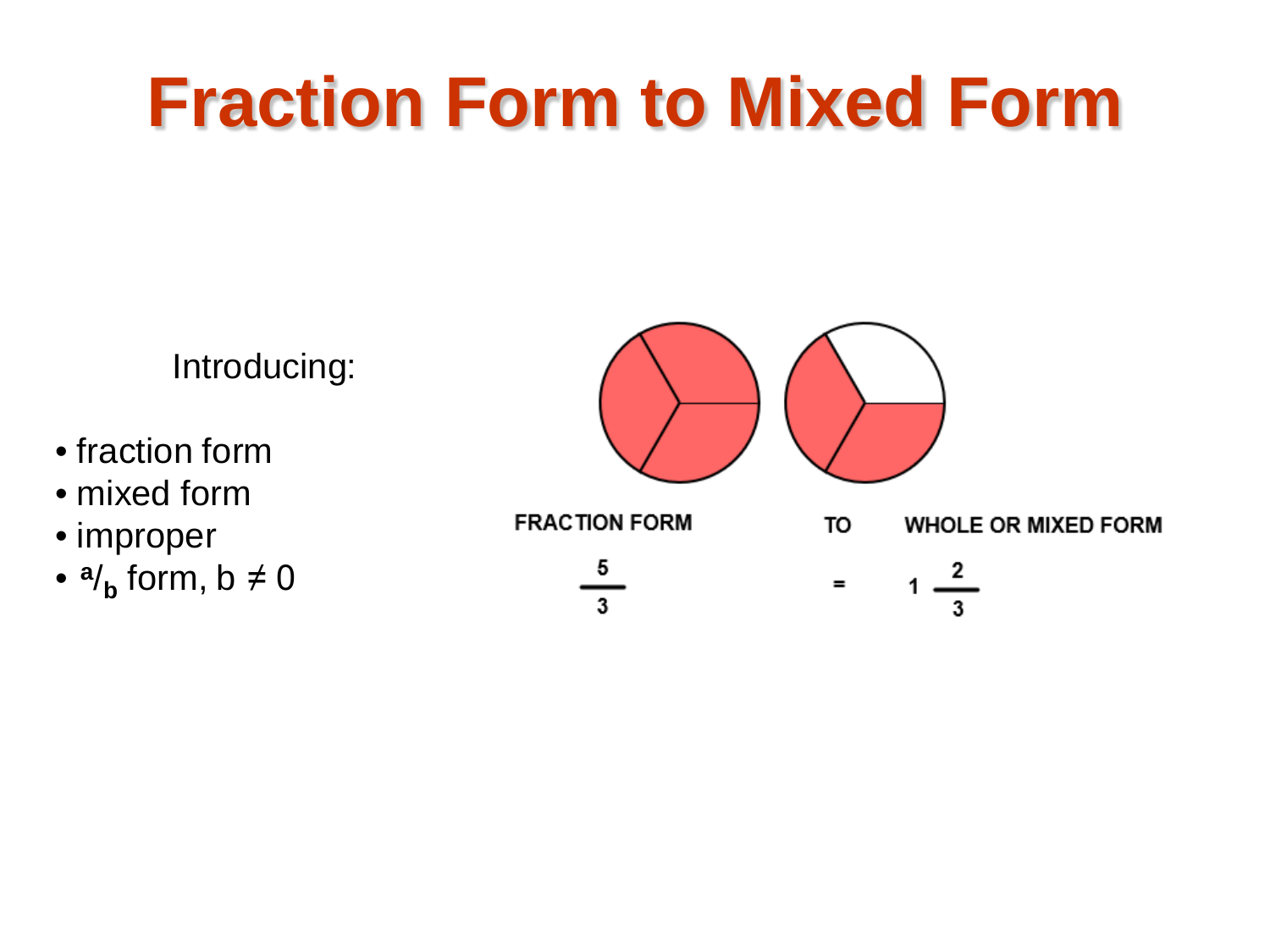# Fraction Form to Mixed Form

Introducing:

- fraction form
- mixed form
- improper
- $^a/_b$ form, $b \neq 0$

FRACTION FORM TO WHOLE OR MIXED FORM

$$\frac{5}{3} = 1\frac{2}{3}$$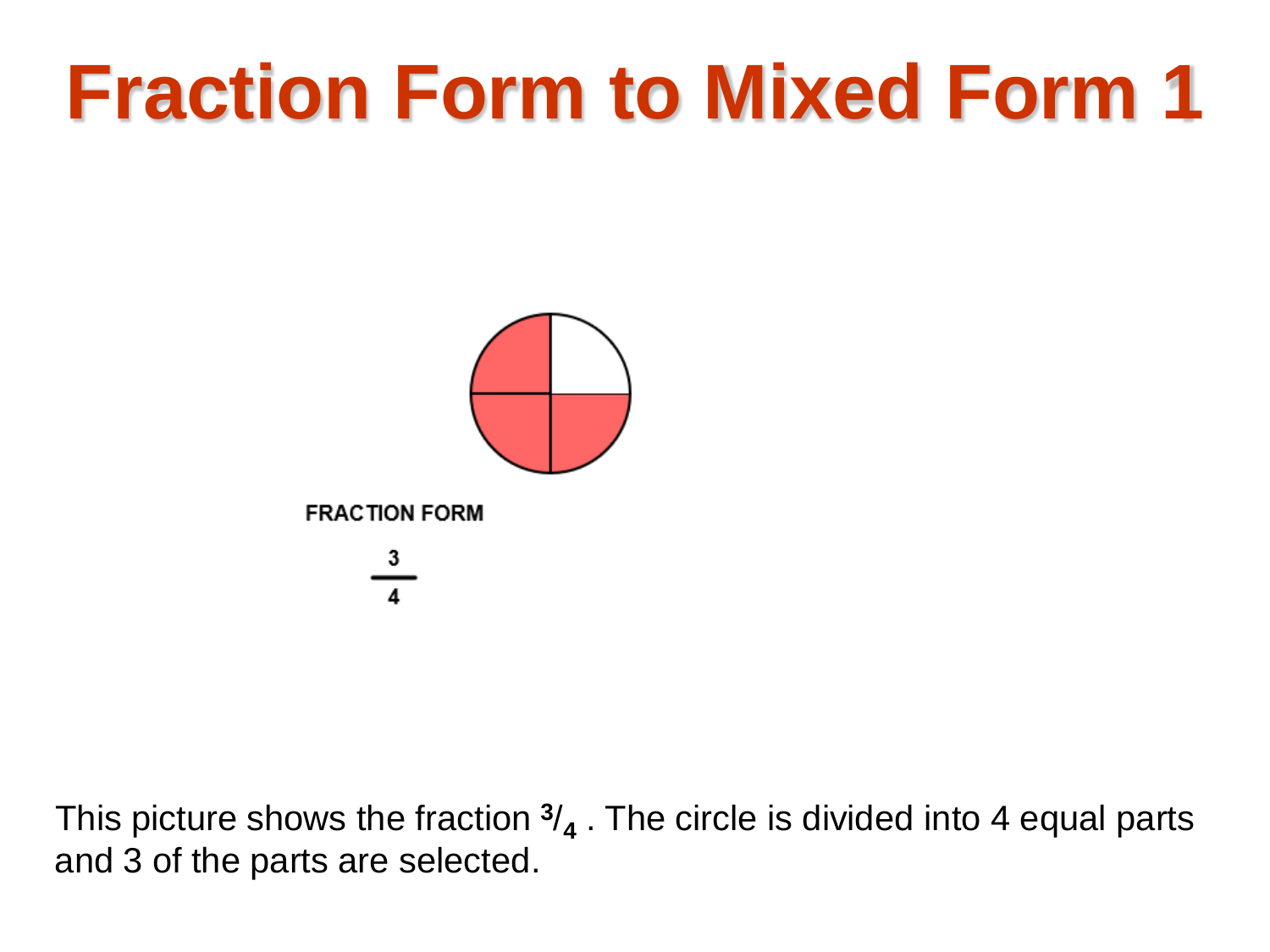# Fraction Form to Mixed Form 1

FRACTION FORM

$$\frac{3}{4}$$

This picture shows the fraction $^3/_4$ . The circle is divided into 4 equal parts and 3 of the parts are selected.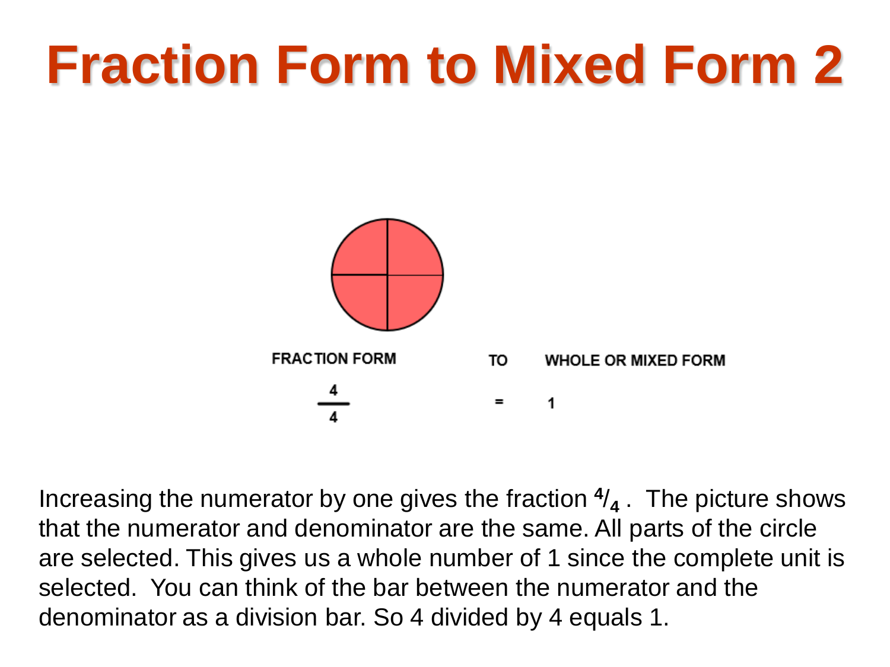# Fraction Form to Mixed Form 2

| FRACTION FORM | TO | WHOLE OR MIXED FORM |
| --- | --- | --- |
| $\frac{4}{4}$ | = | 1 |

Increasing the numerator by one gives the fraction $^4/_4$ . The picture shows that the numerator and denominator are the same. All parts of the circle are selected. This gives us a whole number of 1 since the complete unit is selected. You can think of the bar between the numerator and the denominator as a division bar. So 4 divided by 4 equals 1.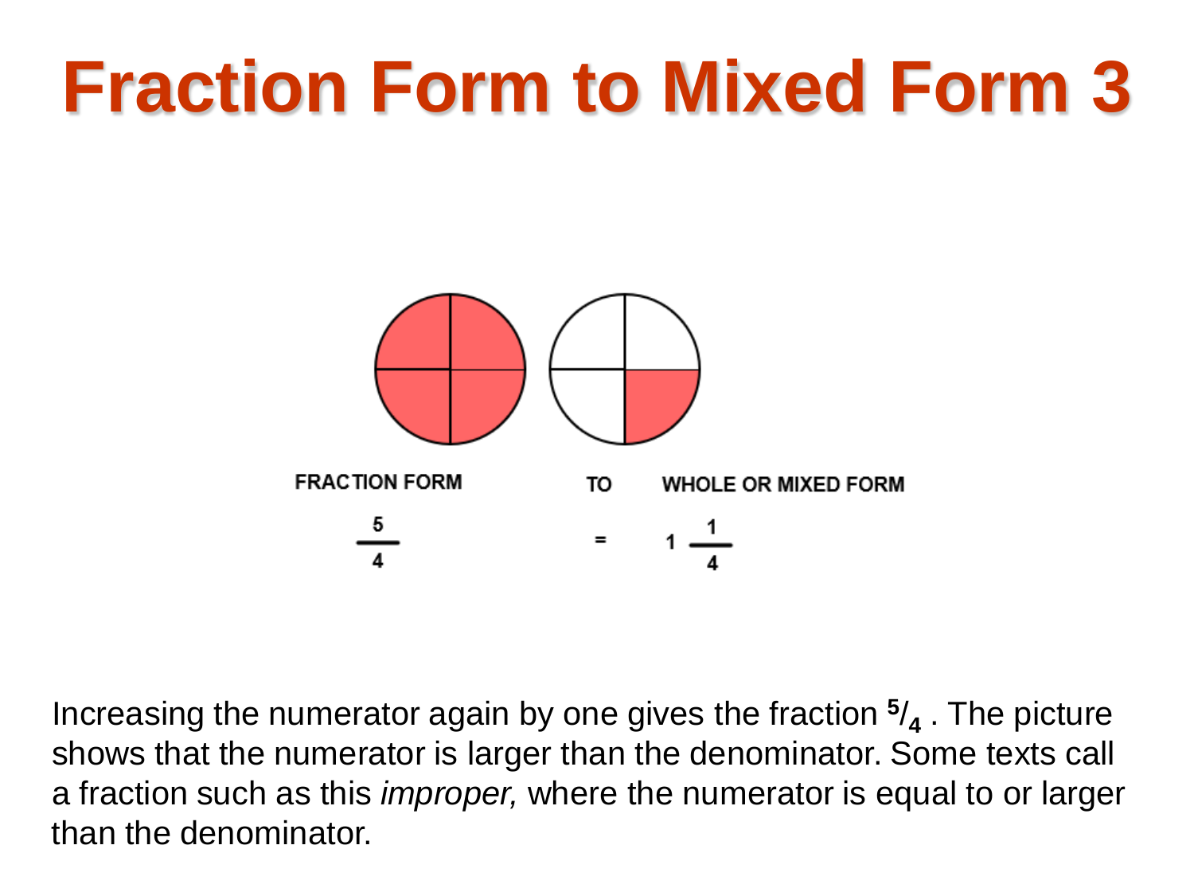# Fraction Form to Mixed Form 3

FRACTION FORM TO WHOLE OR MIXED FORM

$$\frac{5}{4} = 1\frac{1}{4}$$

Increasing the numerator again by one gives the fraction $^5/_4$ . The picture shows that the numerator is larger than the denominator. Some texts call a fraction such as this *improper,* where the numerator is equal to or larger than the denominator.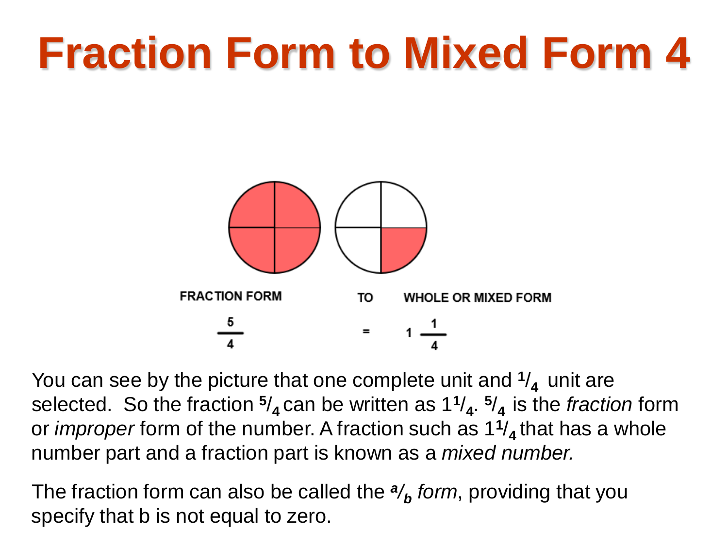# Fraction Form to Mixed Form 4

FRACTION FORM TO WHOLE OR MIXED FORM

$$\frac{5}{4} = 1\frac{1}{4}$$

You can see by the picture that one complete unit and $^1/_4$ unit are selected. So the fraction $^5/_4$ can be written as $1^1/_4$. $^5/_4$ is the *fraction* form or *improper* form of the number. A fraction such as $1^1/_4$ that has a whole number part and a fraction part is known as a *mixed number.*

The fraction form can also be called the $^a/_b$ *form*, providing that you specify that b is not equal to zero.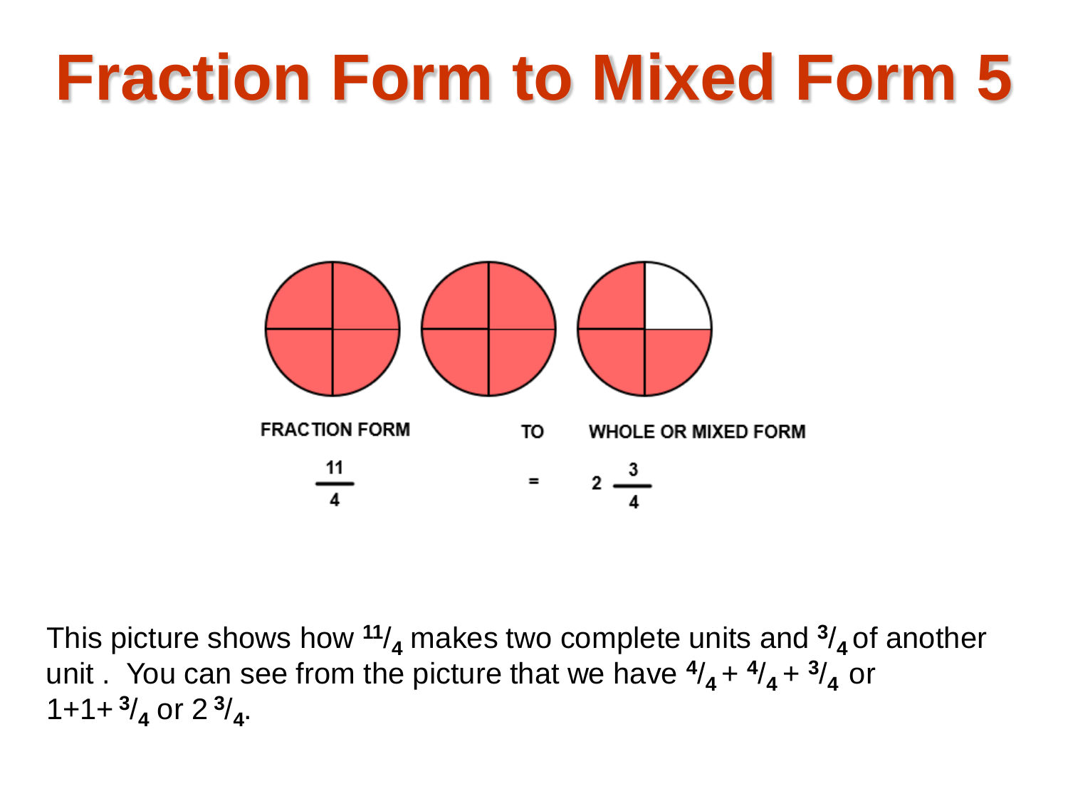# Fraction Form to Mixed Form 5

FRACTION FORM TO WHOLE OR MIXED FORM

$$\frac{11}{4} = 2\frac{3}{4}$$

This picture shows how $^{11}/_{4}$ makes two complete units and $^{3}/_{4}$ of another unit . You can see from the picture that we have $^{4}/_{4} + ^{4}/_{4} + ^{3}/_{4}$ or $1+1+ ^{3}/_{4}$ or $2\ ^{3}/_{4}$.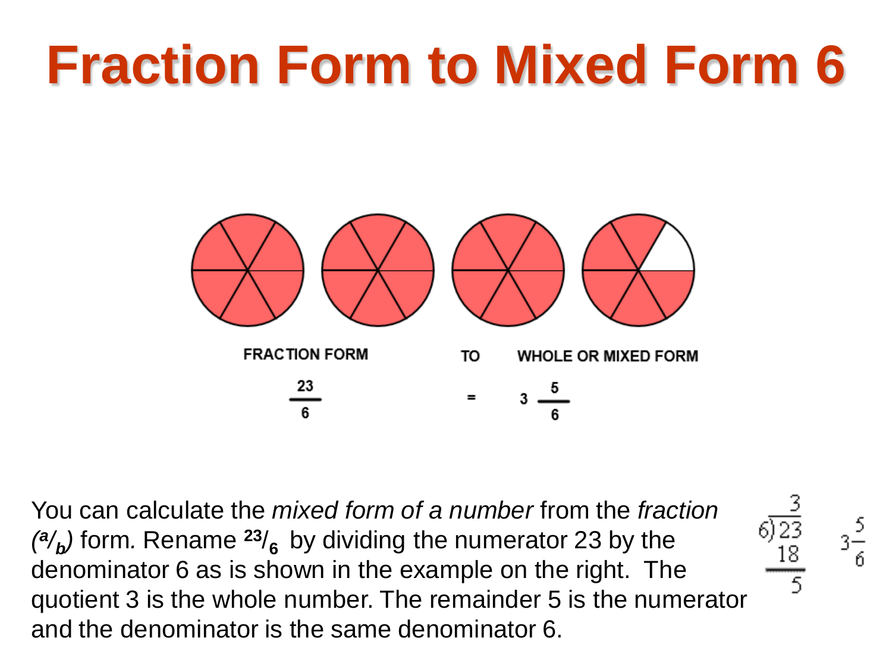# Fraction Form to Mixed Form 6

FRACTION FORM TO WHOLE OR MIXED FORM

$$\frac{23}{6} = 3\frac{5}{6}$$

You can calculate the *mixed form of a number* from the *fraction ($^a/_b$)* form. Rename $^{23}/_6$ by dividing the numerator 23 by the denominator 6 as is shown in the example on the right. The quotient 3 is the whole number. The remainder 5 is the numerator and the denominator is the same denominator 6.

$$\begin{array}{r} 3 \\ 6\overline{)23} \\ \underline{18} \\ 5 \end{array} \qquad 3\frac{5}{6}$$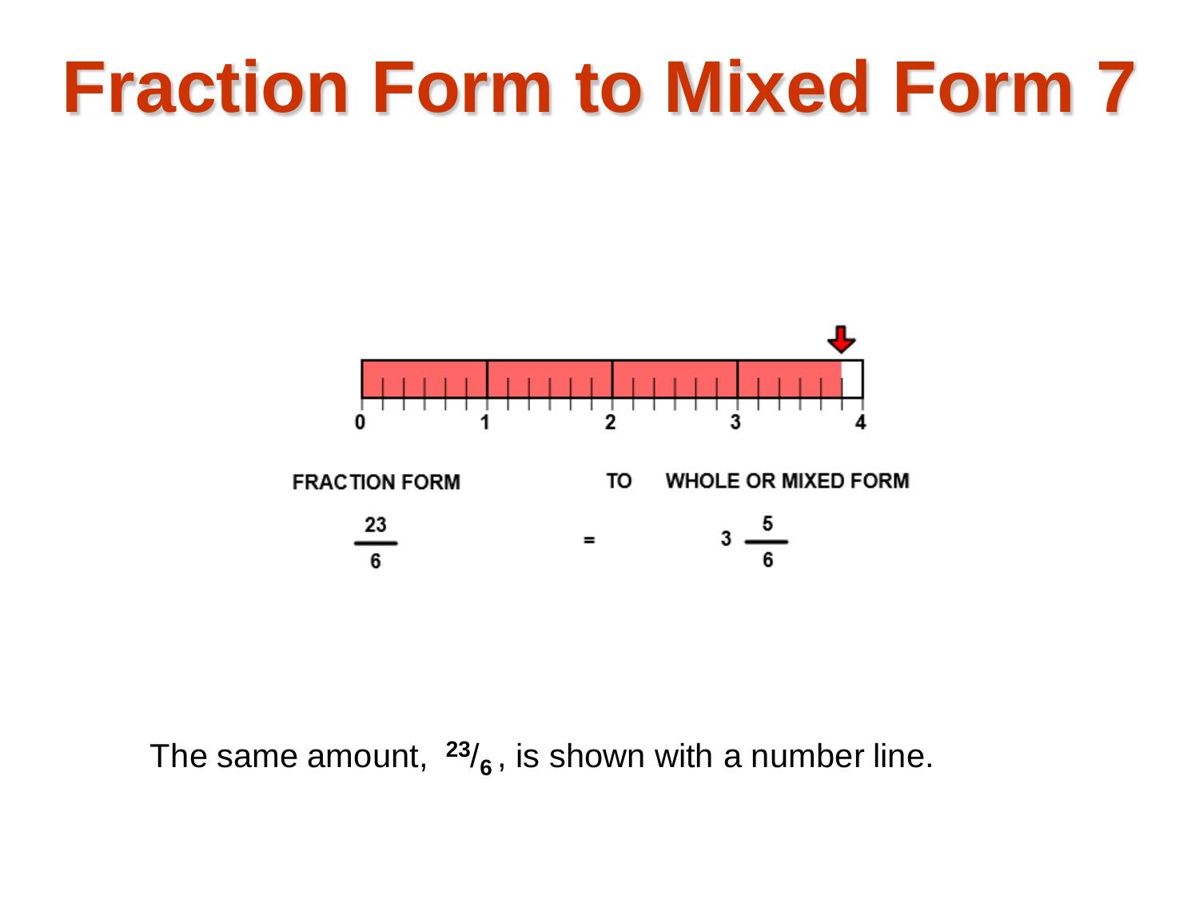# Fraction Form to Mixed Form 7

0 1 2 3 4

FRACTION FORM TO WHOLE OR MIXED FORM

$$\frac{23}{6} = 3\frac{5}{6}$$

The same amount, $^{23}/_{6}$, is shown with a number line.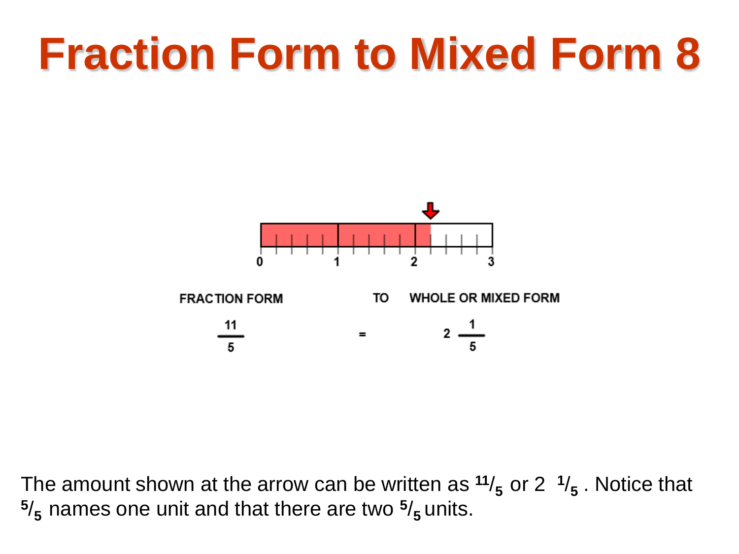# Fraction Form to Mixed Form 8

FRACTION FORM TO WHOLE OR MIXED FORM

$$\frac{11}{5} = 2\frac{1}{5}$$

The amount shown at the arrow can be written as $^{11}/_{5}$ or $2\ ^{1}/_{5}$ . Notice that $^{5}/_{5}$ names one unit and that there are two $^{5}/_{5}$ units.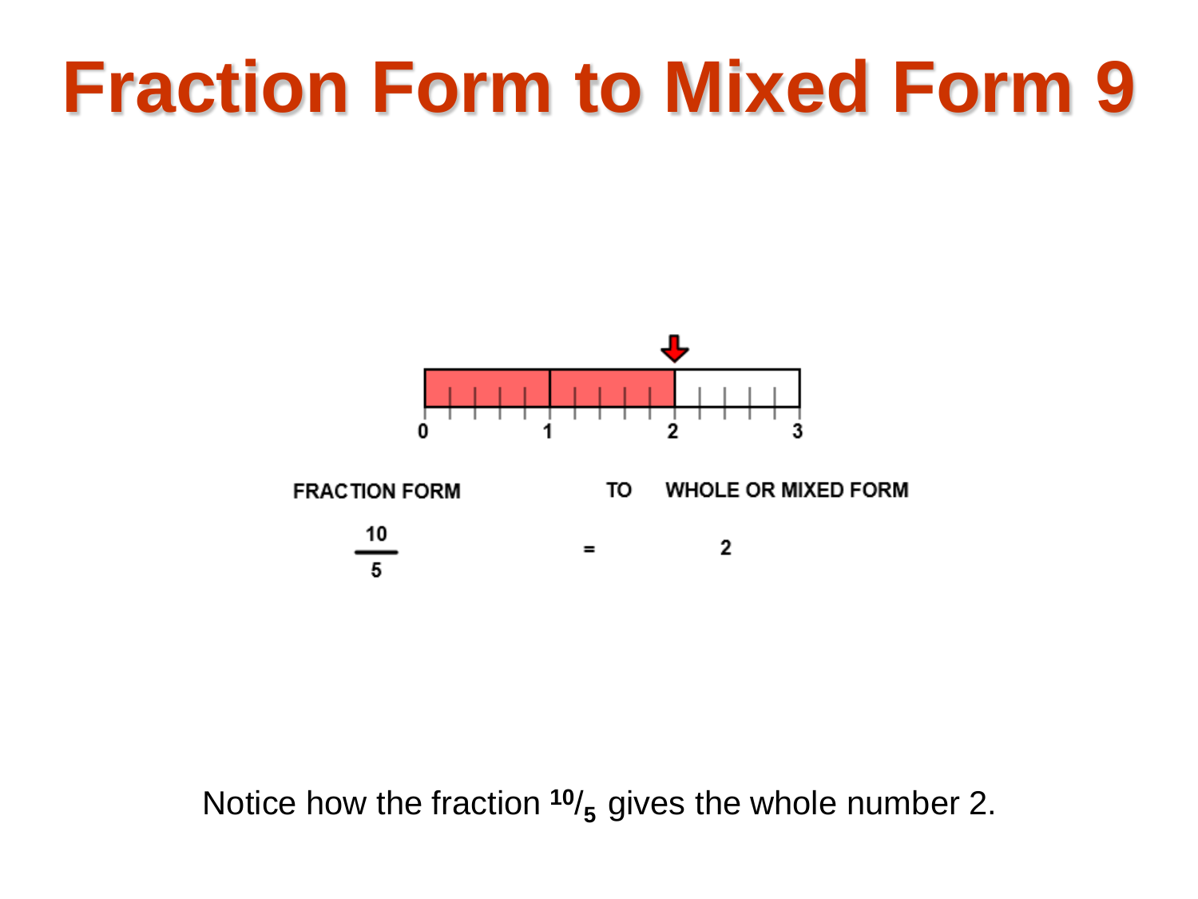# Fraction Form to Mixed Form 9

0 1 2 3

FRACTION FORM TO WHOLE OR MIXED FORM

$$\frac{10}{5} = 2$$

Notice how the fraction $^{10}/_{5}$ gives the whole number 2.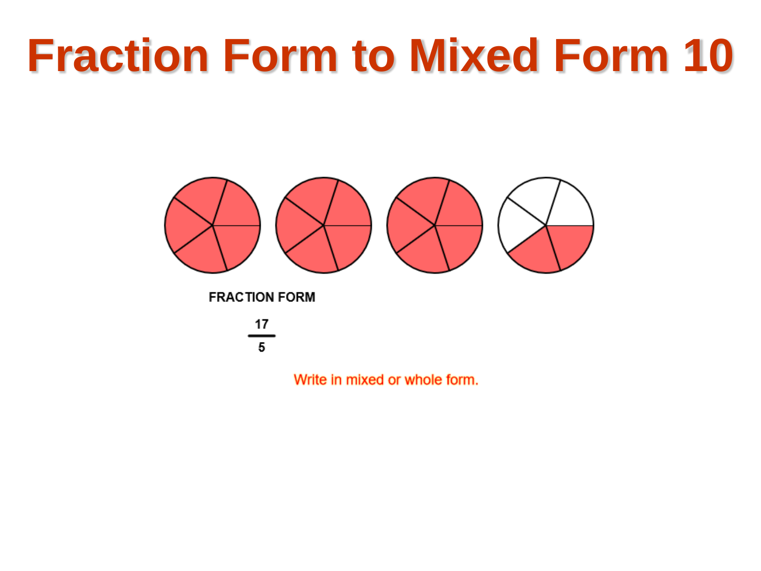# Fraction Form to Mixed Form 10

FRACTION FORM

$$\frac{17}{5}$$

Write in mixed or whole form.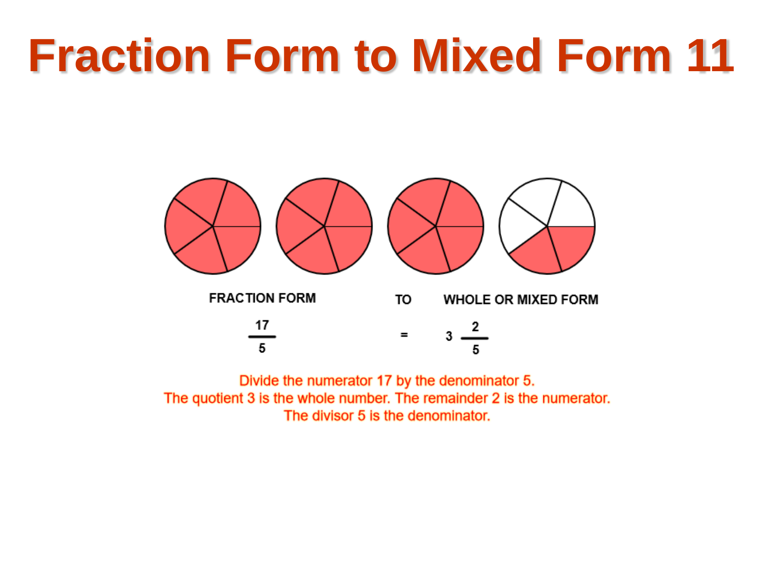# Fraction Form to Mixed Form 11

FRACTION FORM TO WHOLE OR MIXED FORM

$$\frac{17}{5} = 3\frac{2}{5}$$

Divide the numerator 17 by the denominator 5.
The quotient 3 is the whole number. The remainder 2 is the numerator.
The divisor 5 is the denominator.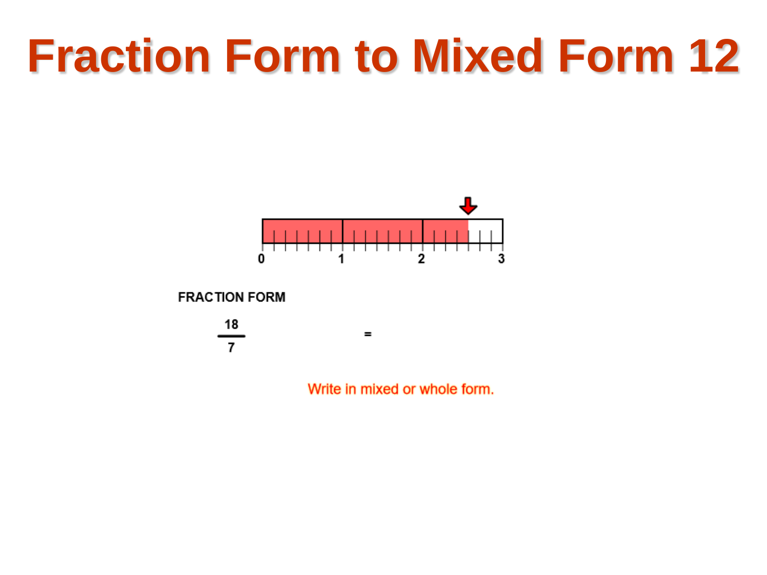# Fraction Form to Mixed Form 12

0 1 2 3

FRACTION FORM

$$\frac{18}{7} \quad =$$

Write in mixed or whole form.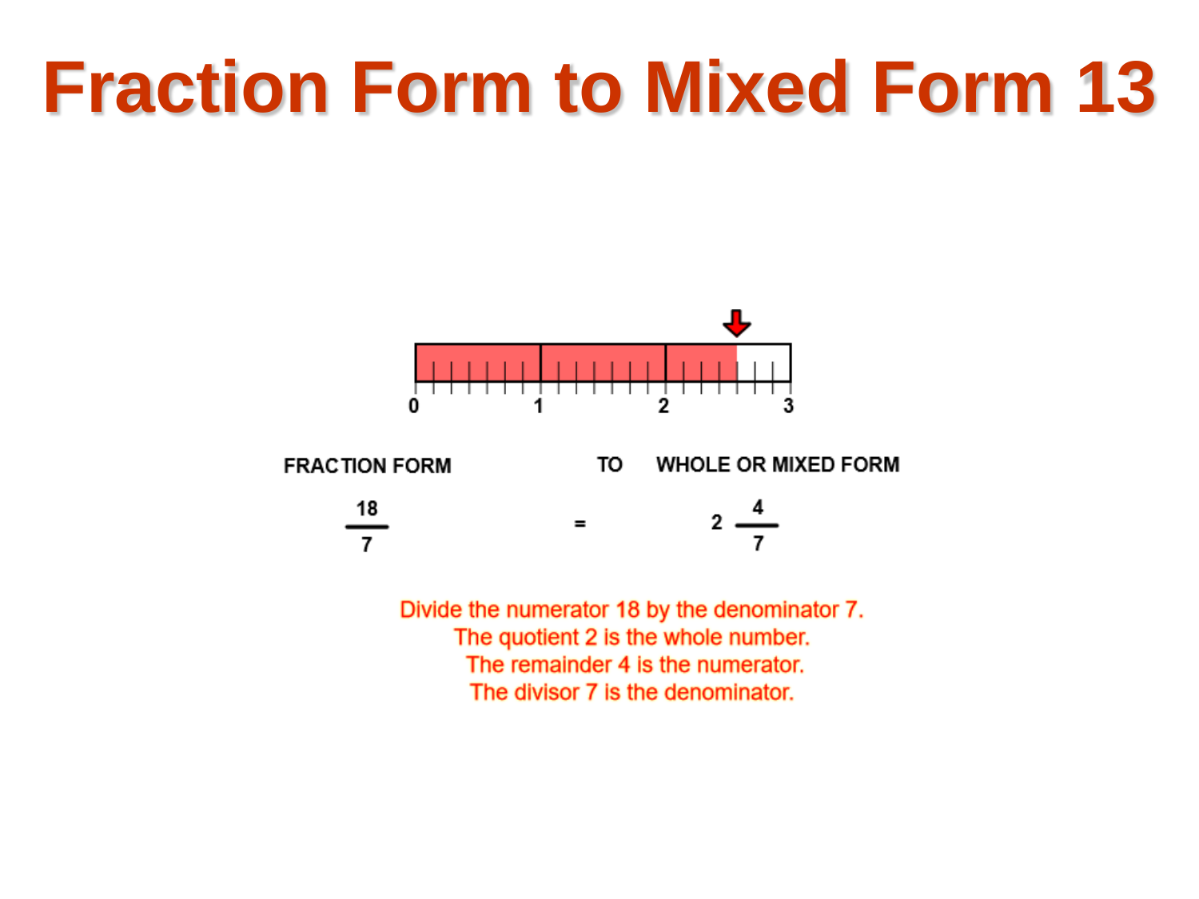# Fraction Form to Mixed Form 13

0 1 2 3

FRACTION FORM TO WHOLE OR MIXED FORM

$$\frac{18}{7} = 2\frac{4}{7}$$

Divide the numerator 18 by the denominator 7.
The quotient 2 is the whole number.
The remainder 4 is the numerator.
The divisor 7 is the denominator.